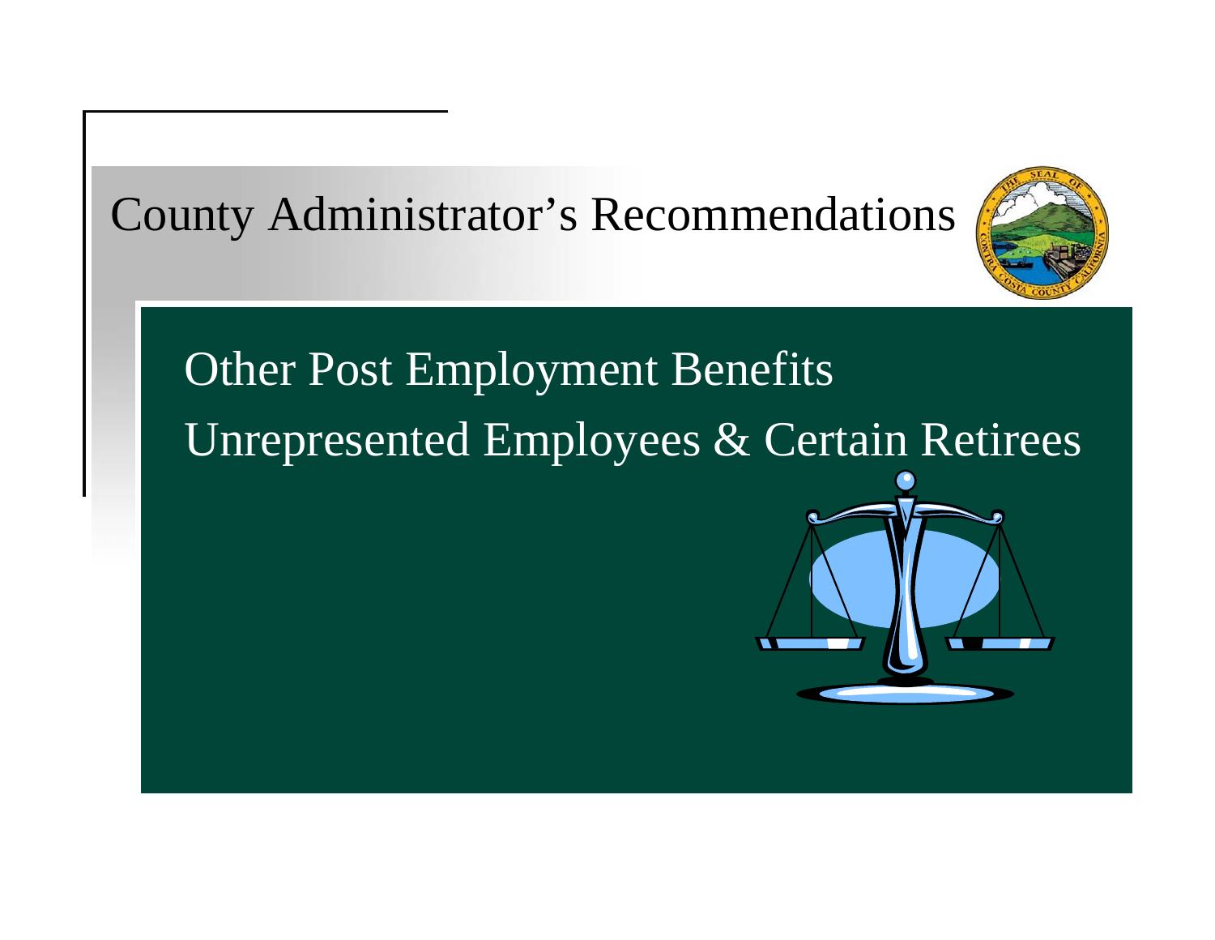# County Administrator's Recommendations

## Other Post Employment Benefits

## Unrepresented Employees & Certain Retirees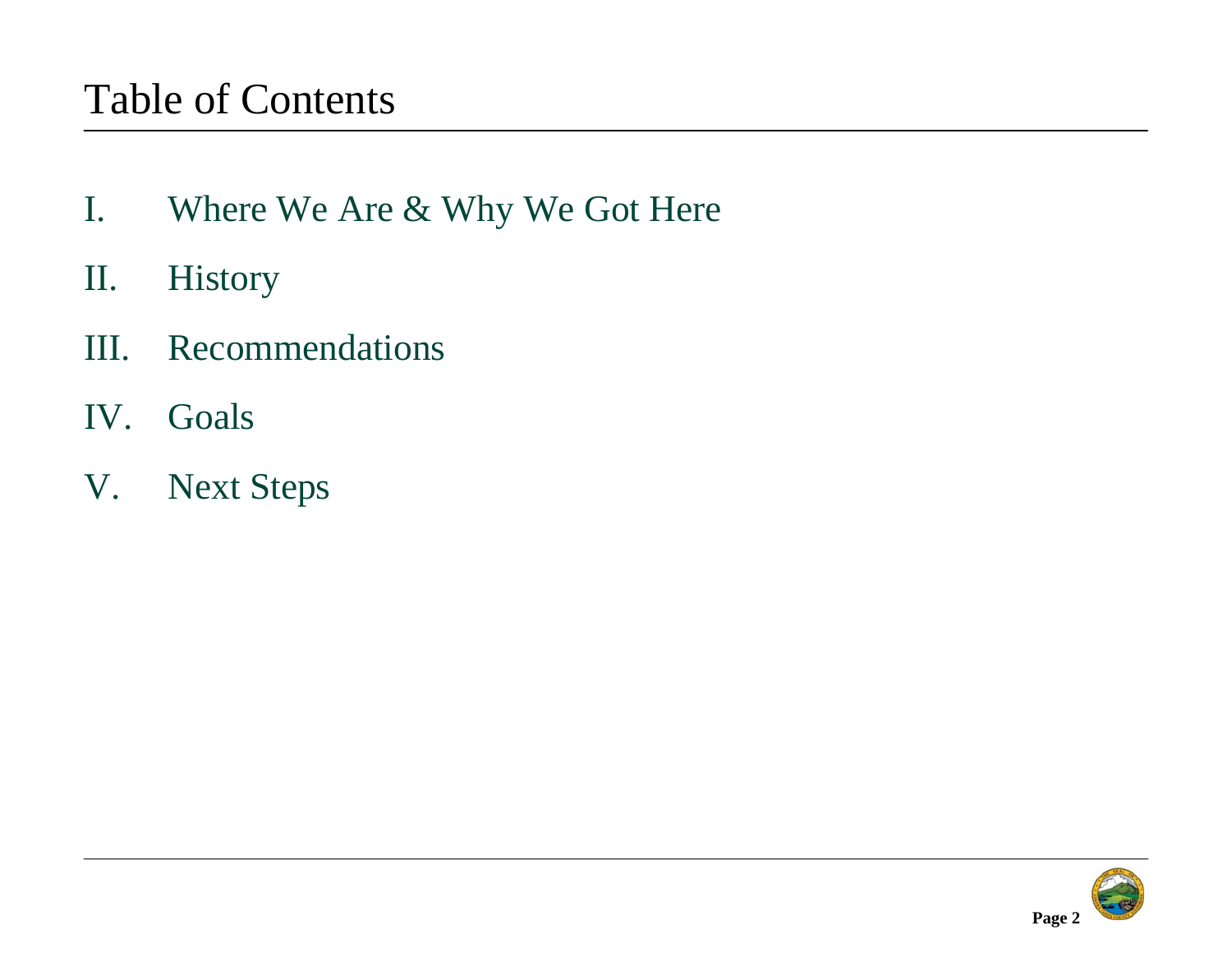# Table of Contents

I. Where We Are & Why We Got Here

II. History

III. Recommendations

IV. Goals

V. Next Steps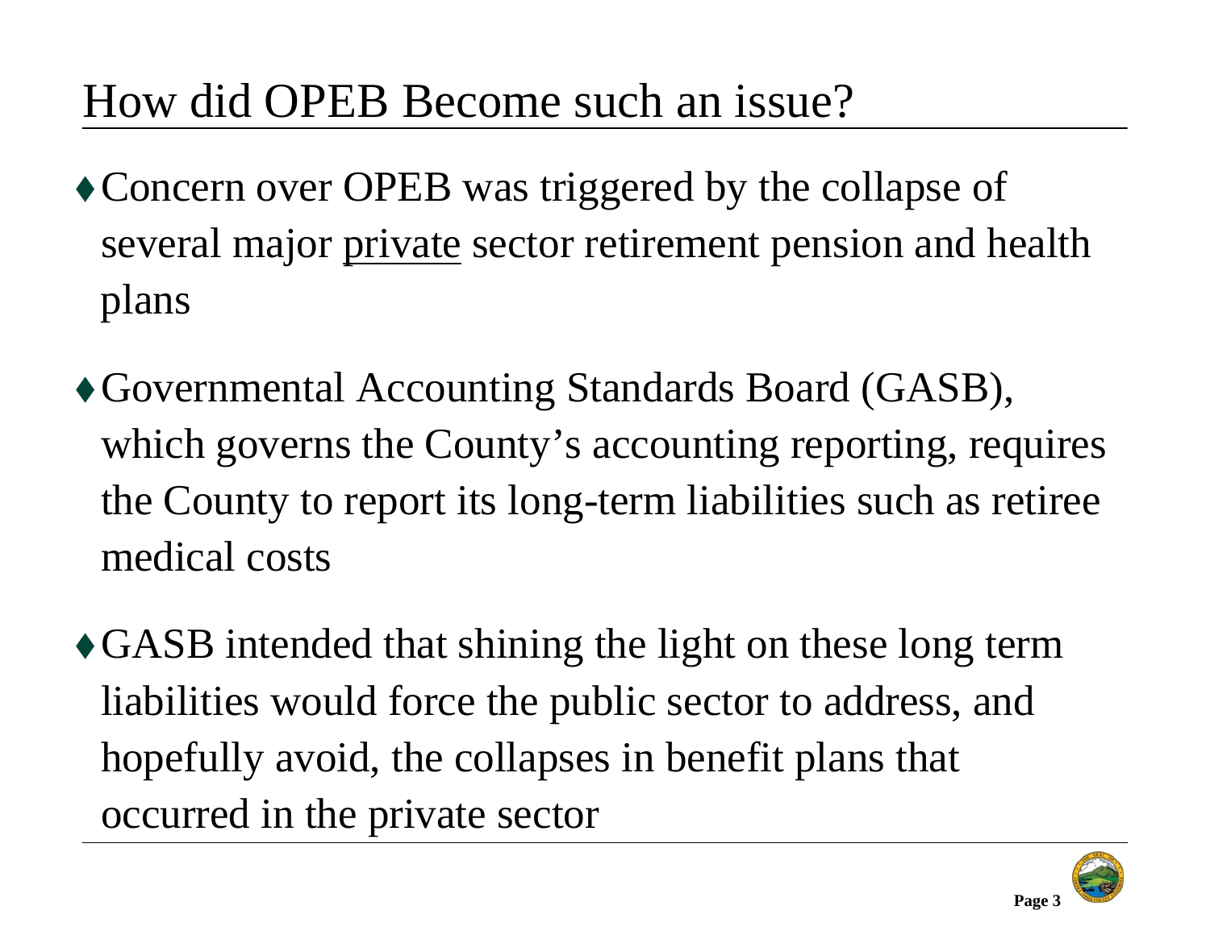# How did OPEB Become such an issue?

- Concern over OPEB was triggered by the collapse of several major <u>private</u> sector retirement pension and health plans

- Governmental Accounting Standards Board (GASB), which governs the County's accounting reporting, requires the County to report its long-term liabilities such as retiree medical costs

- GASB intended that shining the light on these long term liabilities would force the public sector to address, and hopefully avoid, the collapses in benefit plans that occurred in the private sector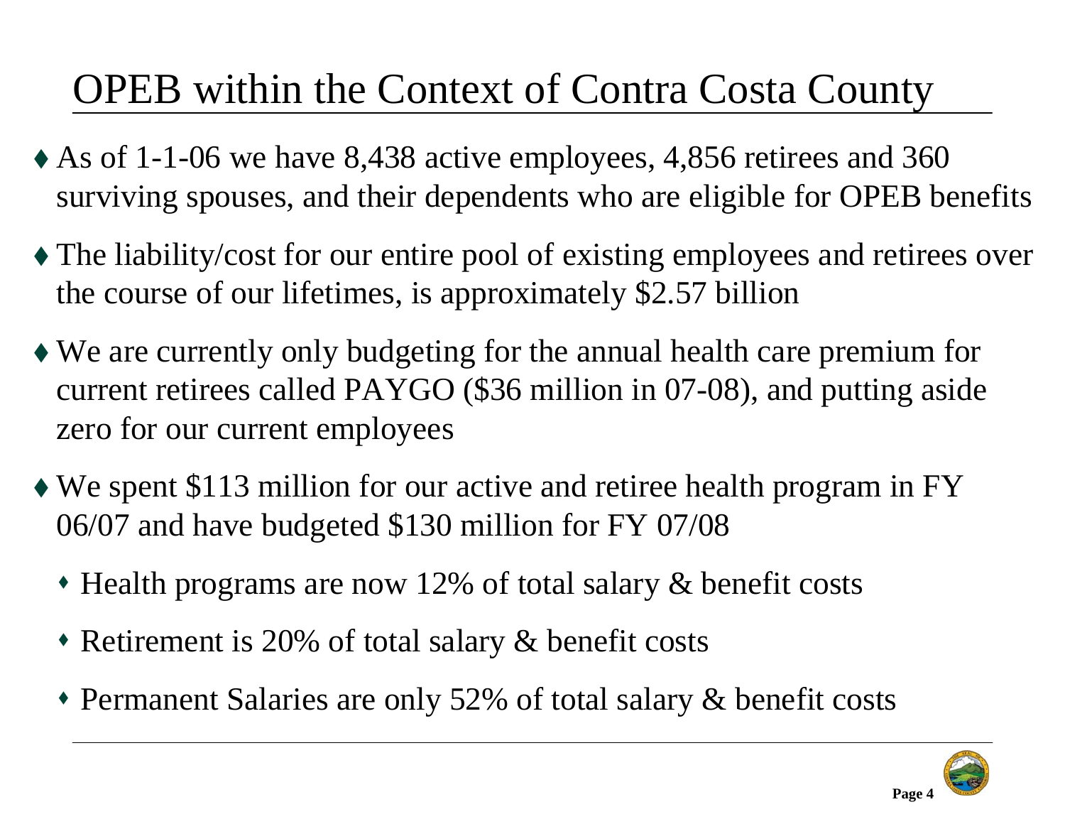# OPEB within the Context of Contra Costa County

- As of 1-1-06 we have 8,438 active employees, 4,856 retirees and 360 surviving spouses, and their dependents who are eligible for OPEB benefits
- The liability/cost for our entire pool of existing employees and retirees over the course of our lifetimes, is approximately $2.57 billion
- We are currently only budgeting for the annual health care premium for current retirees called PAYGO ($36 million in 07-08), and putting aside zero for our current employees
- We spent $113 million for our active and retiree health program in FY 06/07 and have budgeted $130 million for FY 07/08
  - Health programs are now 12% of total salary & benefit costs
  - Retirement is 20% of total salary & benefit costs
  - Permanent Salaries are only 52% of total salary & benefit costs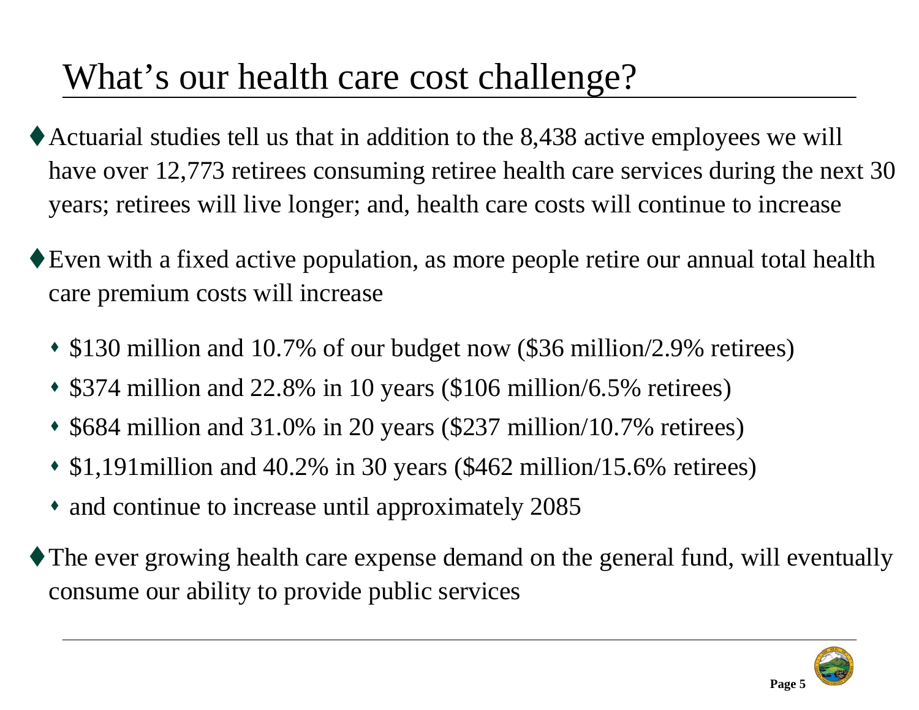# What's our health care cost challenge?

- Actuarial studies tell us that in addition to the 8,438 active employees we will have over 12,773 retirees consuming retiree health care services during the next 30 years; retirees will live longer; and, health care costs will continue to increase
- Even with a fixed active population, as more people retire our annual total health care premium costs will increase
  - $130 million and 10.7% of our budget now ($36 million/2.9% retirees)
  - $374 million and 22.8% in 10 years ($106 million/6.5% retirees)
  - $684 million and 31.0% in 20 years ($237 million/10.7% retirees)
  - $1,191million and 40.2% in 30 years ($462 million/15.6% retirees)
  - and continue to increase until approximately 2085
- The ever growing health care expense demand on the general fund, will eventually consume our ability to provide public services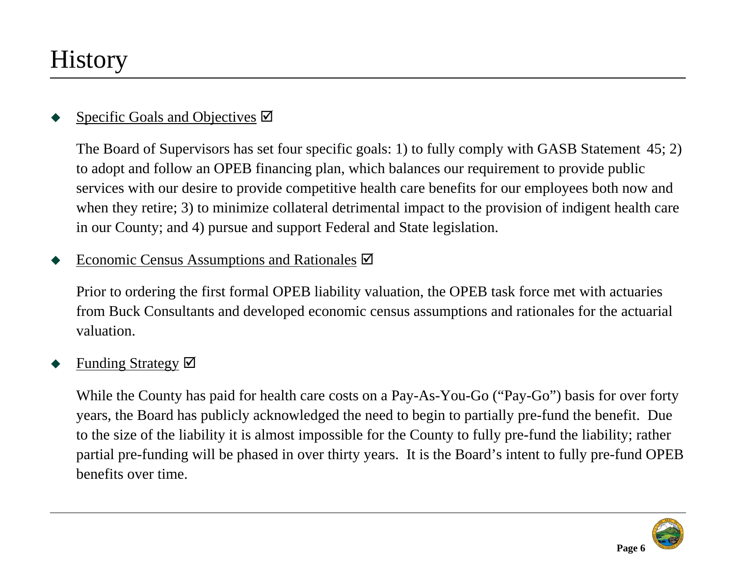# History

- <u>Specific Goals and Objectives</u> ☑

  The Board of Supervisors has set four specific goals: 1) to fully comply with GASB Statement 45; 2) to adopt and follow an OPEB financing plan, which balances our requirement to provide public services with our desire to provide competitive health care benefits for our employees both now and when they retire; 3) to minimize collateral detrimental impact to the provision of indigent health care in our County; and 4) pursue and support Federal and State legislation.

- <u>Economic Census Assumptions and Rationales</u> ☑

  Prior to ordering the first formal OPEB liability valuation, the OPEB task force met with actuaries from Buck Consultants and developed economic census assumptions and rationales for the actuarial valuation.

- <u>Funding Strategy</u> ☑

  While the County has paid for health care costs on a Pay-As-You-Go ("Pay-Go") basis for over forty years, the Board has publicly acknowledged the need to begin to partially pre-fund the benefit. Due to the size of the liability it is almost impossible for the County to fully pre-fund the liability; rather partial pre-funding will be phased in over thirty years. It is the Board's intent to fully pre-fund OPEB benefits over time.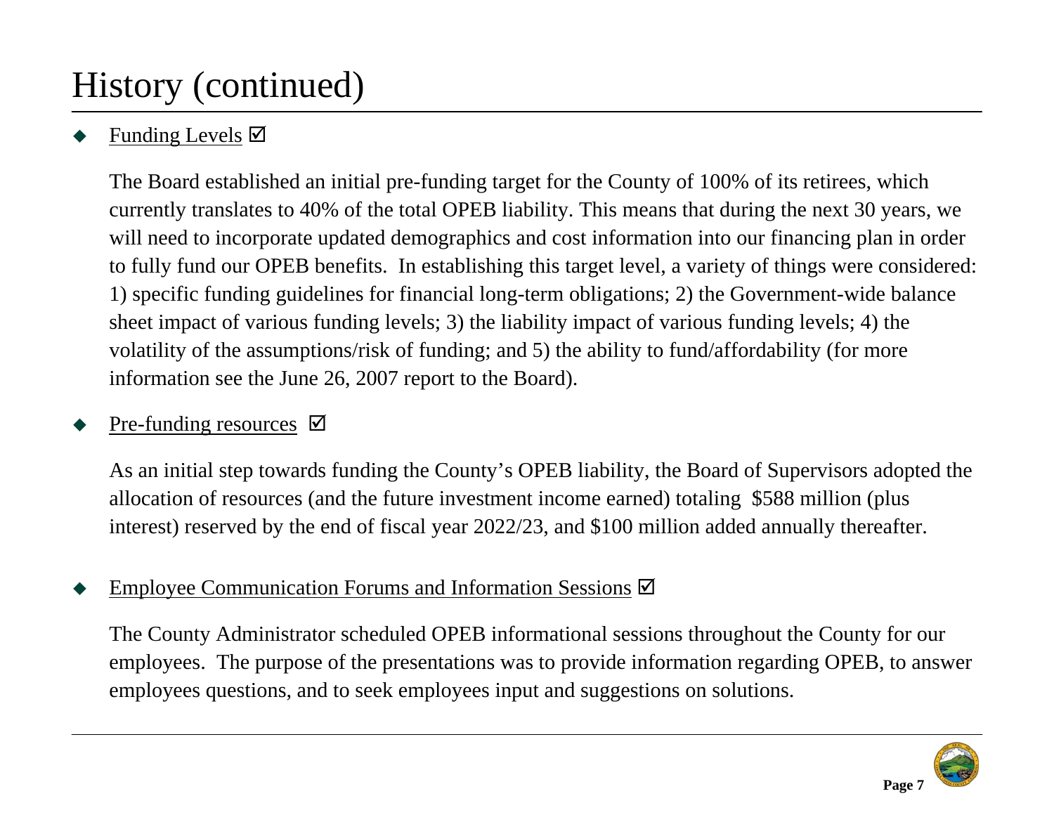# History (continued)

- Funding Levels ☑

  The Board established an initial pre-funding target for the County of 100% of its retirees, which currently translates to 40% of the total OPEB liability. This means that during the next 30 years, we will need to incorporate updated demographics and cost information into our financing plan in order to fully fund our OPEB benefits. In establishing this target level, a variety of things were considered: 1) specific funding guidelines for financial long-term obligations; 2) the Government-wide balance sheet impact of various funding levels; 3) the liability impact of various funding levels; 4) the volatility of the assumptions/risk of funding; and 5) the ability to fund/affordability (for more information see the June 26, 2007 report to the Board).

- Pre-funding resources ☑

  As an initial step towards funding the County's OPEB liability, the Board of Supervisors adopted the allocation of resources (and the future investment income earned) totaling $588 million (plus interest) reserved by the end of fiscal year 2022/23, and $100 million added annually thereafter.

- Employee Communication Forums and Information Sessions ☑

  The County Administrator scheduled OPEB informational sessions throughout the County for our employees. The purpose of the presentations was to provide information regarding OPEB, to answer employees questions, and to seek employees input and suggestions on solutions.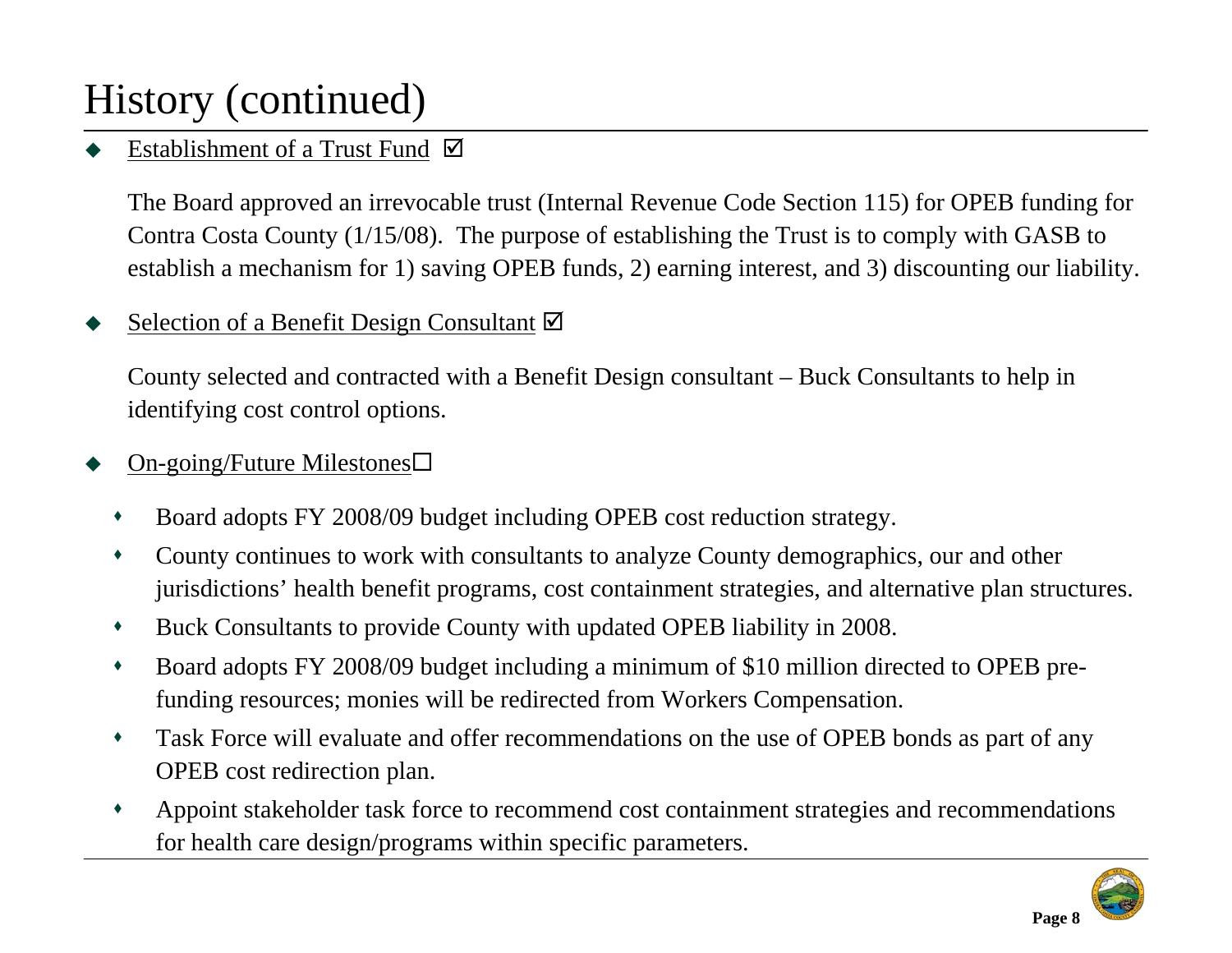# History (continued)

- Establishment of a Trust Fund ☑

  The Board approved an irrevocable trust (Internal Revenue Code Section 115) for OPEB funding for Contra Costa County (1/15/08). The purpose of establishing the Trust is to comply with GASB to establish a mechanism for 1) saving OPEB funds, 2) earning interest, and 3) discounting our liability.

- Selection of a Benefit Design Consultant ☑

  County selected and contracted with a Benefit Design consultant – Buck Consultants to help in identifying cost control options.

- On-going/Future Milestones☐

  - Board adopts FY 2008/09 budget including OPEB cost reduction strategy.
  - County continues to work with consultants to analyze County demographics, our and other jurisdictions' health benefit programs, cost containment strategies, and alternative plan structures.
  - Buck Consultants to provide County with updated OPEB liability in 2008.
  - Board adopts FY 2008/09 budget including a minimum of $10 million directed to OPEB pre-funding resources; monies will be redirected from Workers Compensation.
  - Task Force will evaluate and offer recommendations on the use of OPEB bonds as part of any OPEB cost redirection plan.
  - Appoint stakeholder task force to recommend cost containment strategies and recommendations for health care design/programs within specific parameters.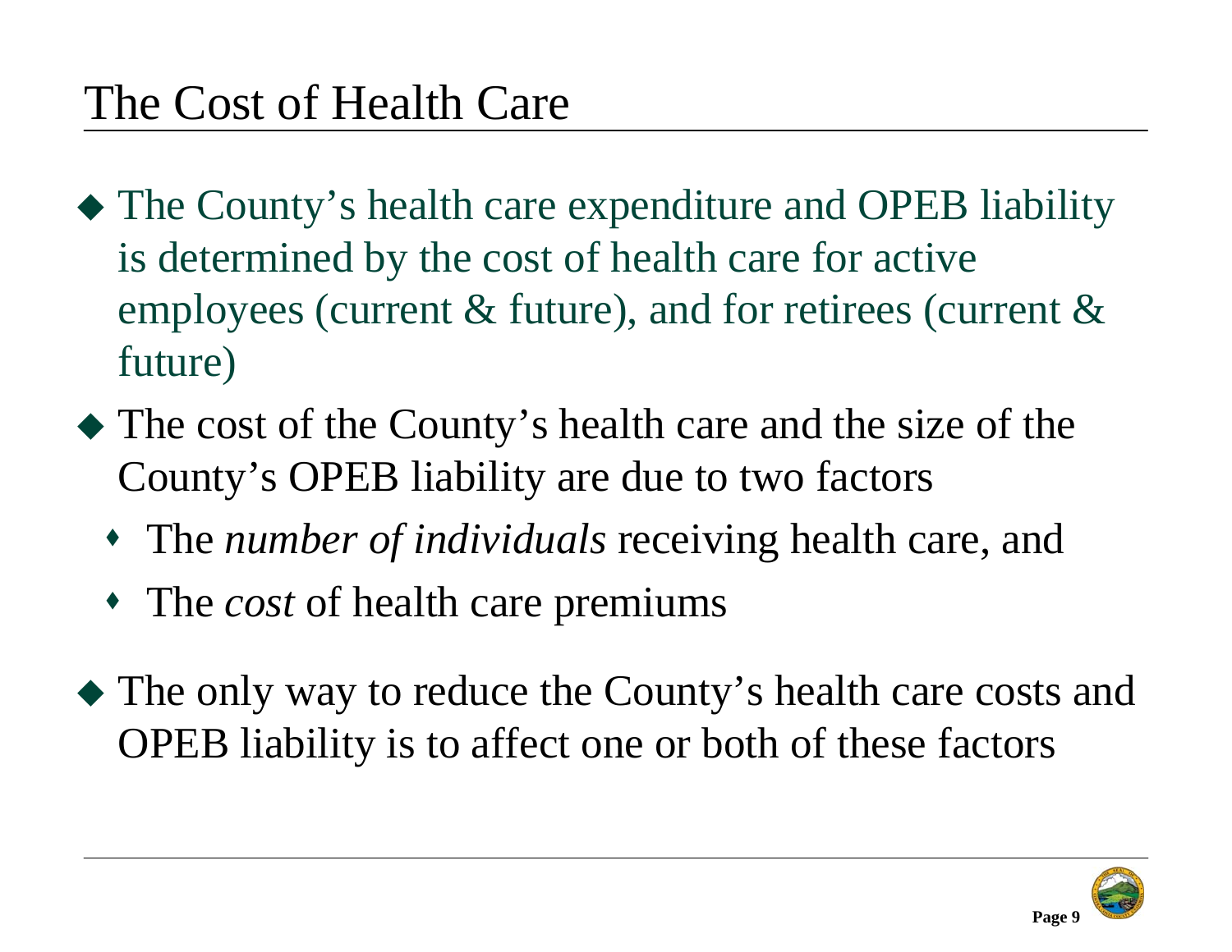# The Cost of Health Care

- The County's health care expenditure and OPEB liability is determined by the cost of health care for active employees (current & future), and for retirees (current & future)
- The cost of the County's health care and the size of the County's OPEB liability are due to two factors
  - The *number of individuals* receiving health care, and
  - The *cost* of health care premiums
- The only way to reduce the County's health care costs and OPEB liability is to affect one or both of these factors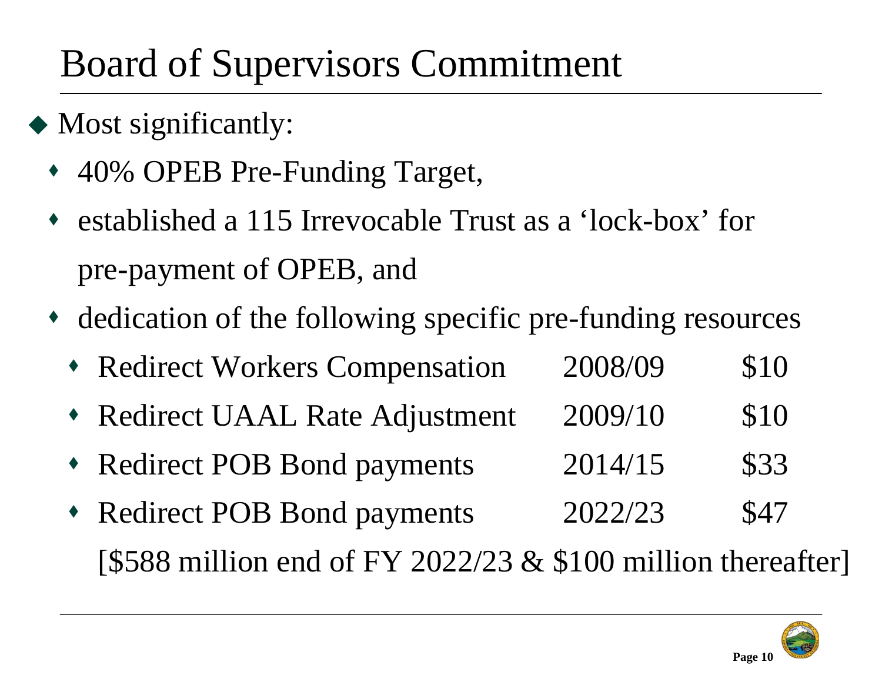# Board of Supervisors Commitment

- Most significantly:
  - 40% OPEB Pre-Funding Target,
  - established a 115 Irrevocable Trust as a 'lock-box' for pre-payment of OPEB, and
  - dedication of the following specific pre-funding resources

| Resource | Fiscal Year | Amount |
|---|---|---|
| Redirect Workers Compensation | 2008/09 | $10 |
| Redirect UAAL Rate Adjustment | 2009/10 | $10 |
| Redirect POB Bond payments | 2014/15 | $33 |
| Redirect POB Bond payments | 2022/23 | $47 |

[$588 million end of FY 2022/23 & $100 million thereafter]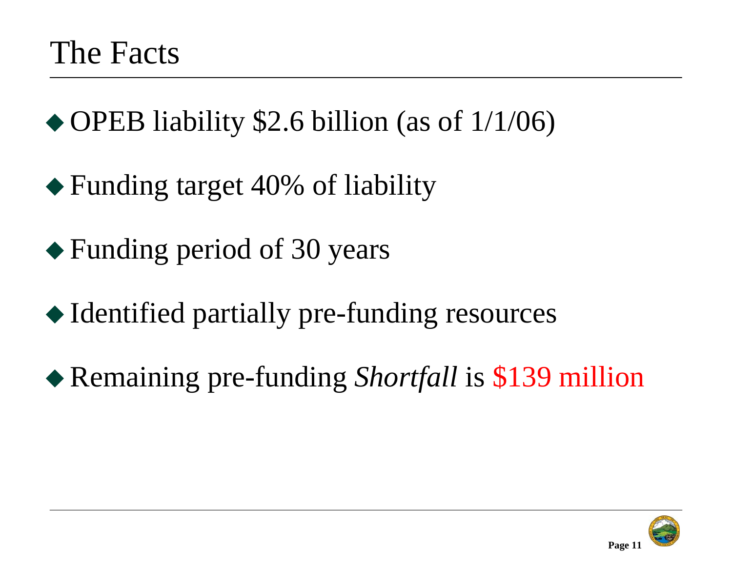# The Facts

- OPEB liability $2.6 billion (as of 1/1/06)
- Funding target 40% of liability
- Funding period of 30 years
- Identified partially pre-funding resources
- Remaining pre-funding *Shortfall* is $139 million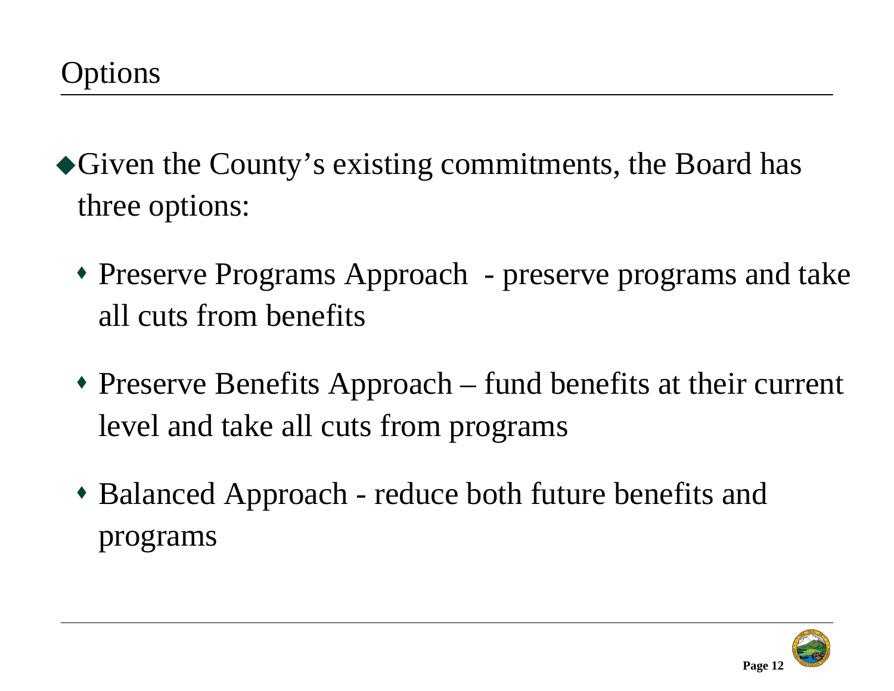# Options

- Given the County's existing commitments, the Board has three options:
  - Preserve Programs Approach - preserve programs and take all cuts from benefits
  - Preserve Benefits Approach – fund benefits at their current level and take all cuts from programs
  - Balanced Approach - reduce both future benefits and programs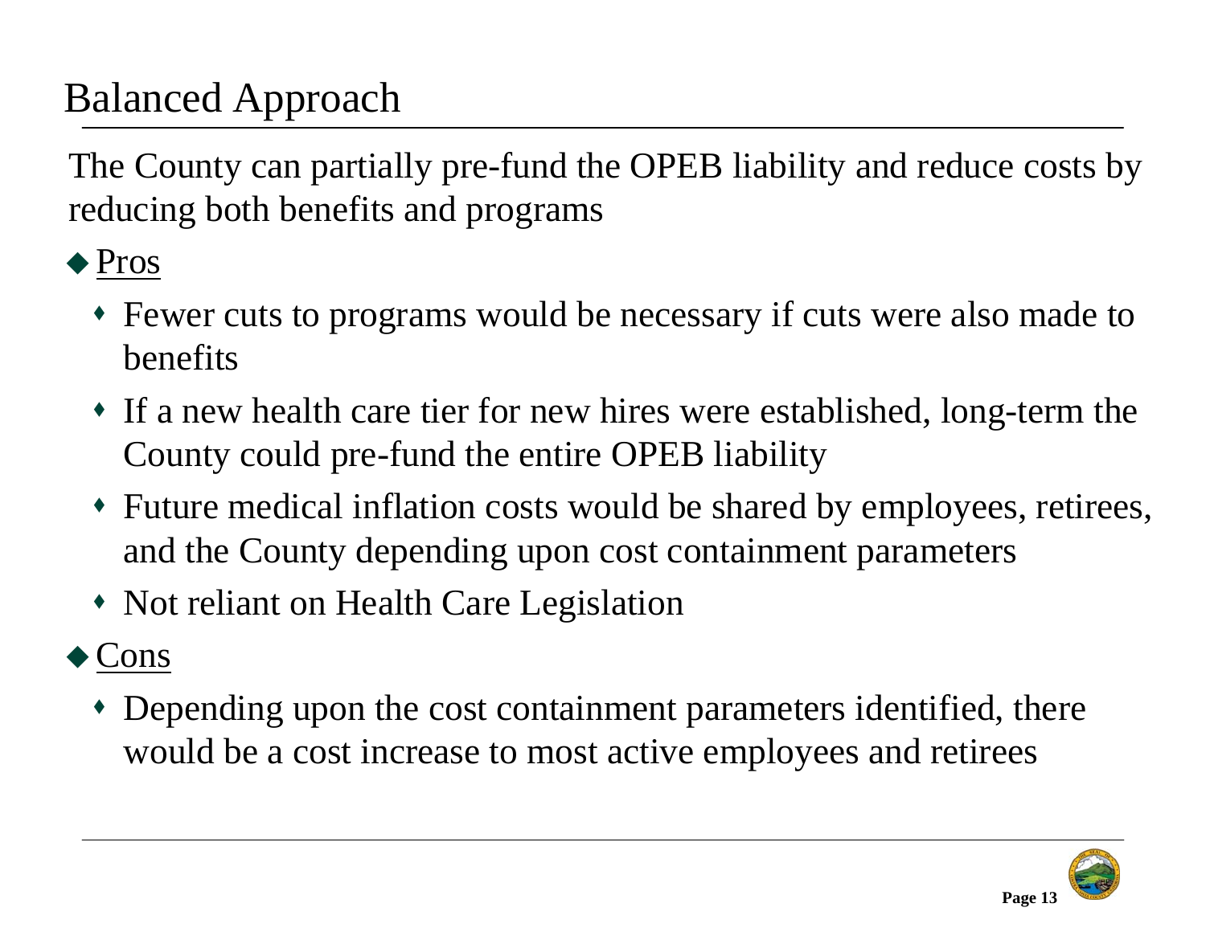# Balanced Approach

The County can partially pre-fund the OPEB liability and reduce costs by reducing both benefits and programs

- Pros
  - Fewer cuts to programs would be necessary if cuts were also made to benefits
  - If a new health care tier for new hires were established, long-term the County could pre-fund the entire OPEB liability
  - Future medical inflation costs would be shared by employees, retirees, and the County depending upon cost containment parameters
  - Not reliant on Health Care Legislation
- Cons
  - Depending upon the cost containment parameters identified, there would be a cost increase to most active employees and retirees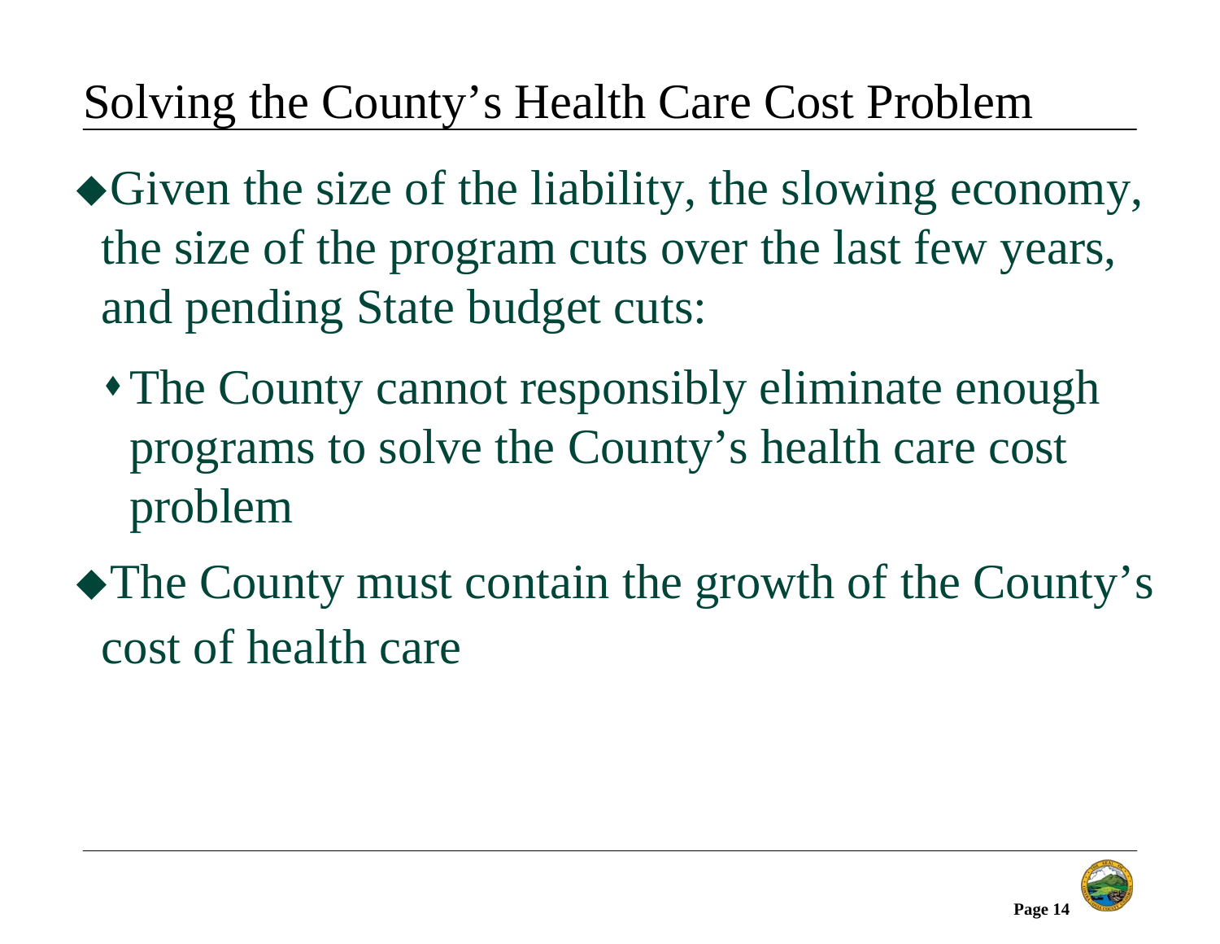# Solving the County's Health Care Cost Problem

- Given the size of the liability, the slowing economy, the size of the program cuts over the last few years, and pending State budget cuts:
  - The County cannot responsibly eliminate enough programs to solve the County's health care cost problem
- The County must contain the growth of the County's cost of health care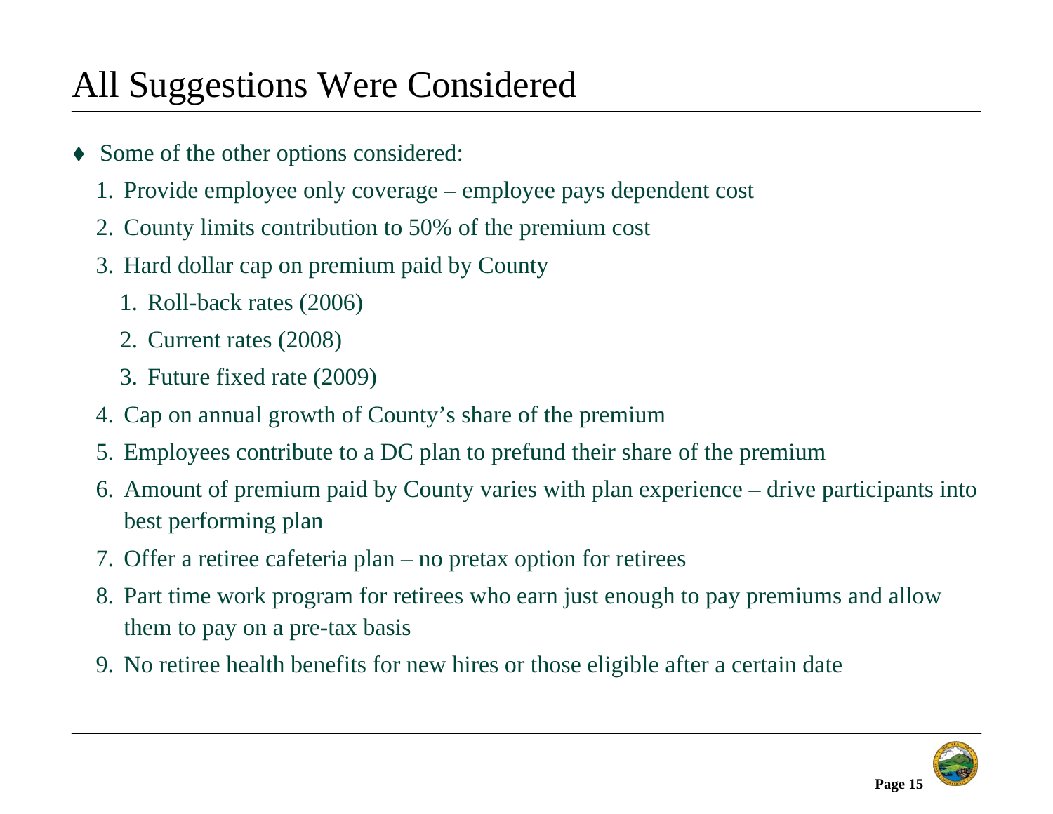# All Suggestions Were Considered

- Some of the other options considered:
  1. Provide employee only coverage – employee pays dependent cost
  2. County limits contribution to 50% of the premium cost
  3. Hard dollar cap on premium paid by County
     1. Roll-back rates (2006)
     2. Current rates (2008)
     3. Future fixed rate (2009)
  4. Cap on annual growth of County's share of the premium
  5. Employees contribute to a DC plan to prefund their share of the premium
  6. Amount of premium paid by County varies with plan experience – drive participants into best performing plan
  7. Offer a retiree cafeteria plan – no pretax option for retirees
  8. Part time work program for retirees who earn just enough to pay premiums and allow them to pay on a pre-tax basis
  9. No retiree health benefits for new hires or those eligible after a certain date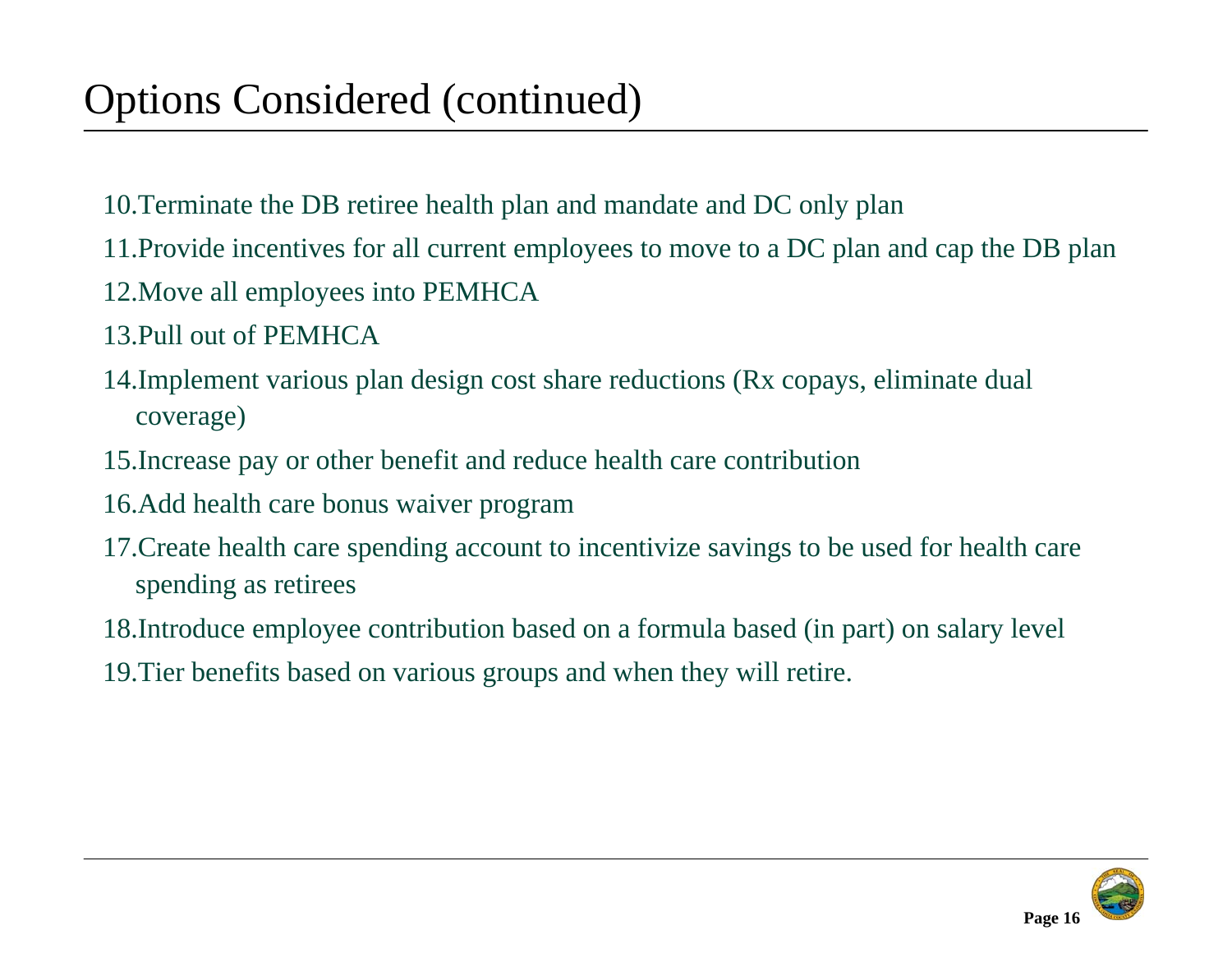# Options Considered (continued)

10. Terminate the DB retiree health plan and mandate and DC only plan
11. Provide incentives for all current employees to move to a DC plan and cap the DB plan
12. Move all employees into PEMHCA
13. Pull out of PEMHCA
14. Implement various plan design cost share reductions (Rx copays, eliminate dual coverage)
15. Increase pay or other benefit and reduce health care contribution
16. Add health care bonus waiver program
17. Create health care spending account to incentivize savings to be used for health care spending as retirees
18. Introduce employee contribution based on a formula based (in part) on salary level
19. Tier benefits based on various groups and when they will retire.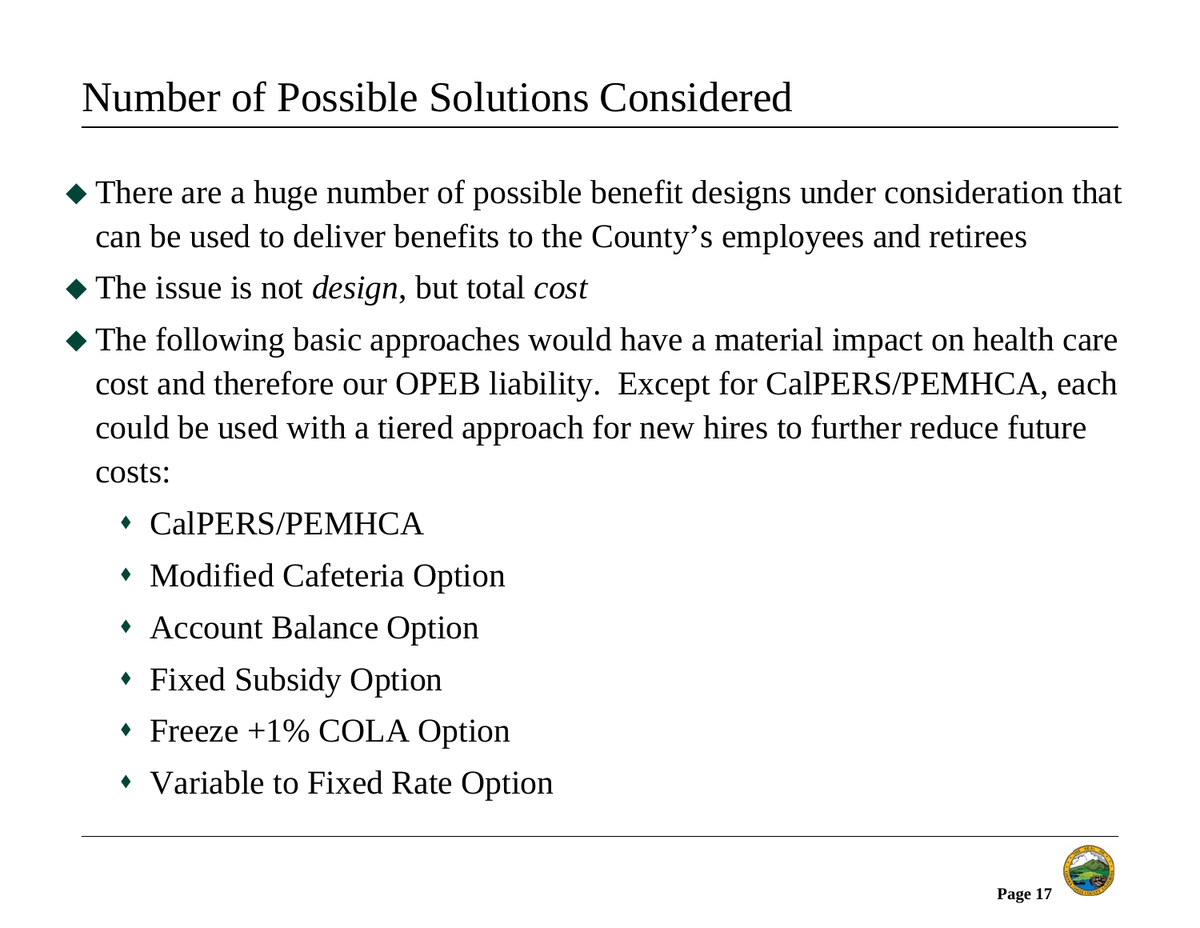# Number of Possible Solutions Considered

- There are a huge number of possible benefit designs under consideration that can be used to deliver benefits to the County's employees and retirees
- The issue is not *design*, but total *cost*
- The following basic approaches would have a material impact on health care cost and therefore our OPEB liability. Except for CalPERS/PEMHCA, each could be used with a tiered approach for new hires to further reduce future costs:
  - CalPERS/PEMHCA
  - Modified Cafeteria Option
  - Account Balance Option
  - Fixed Subsidy Option
  - Freeze +1% COLA Option
  - Variable to Fixed Rate Option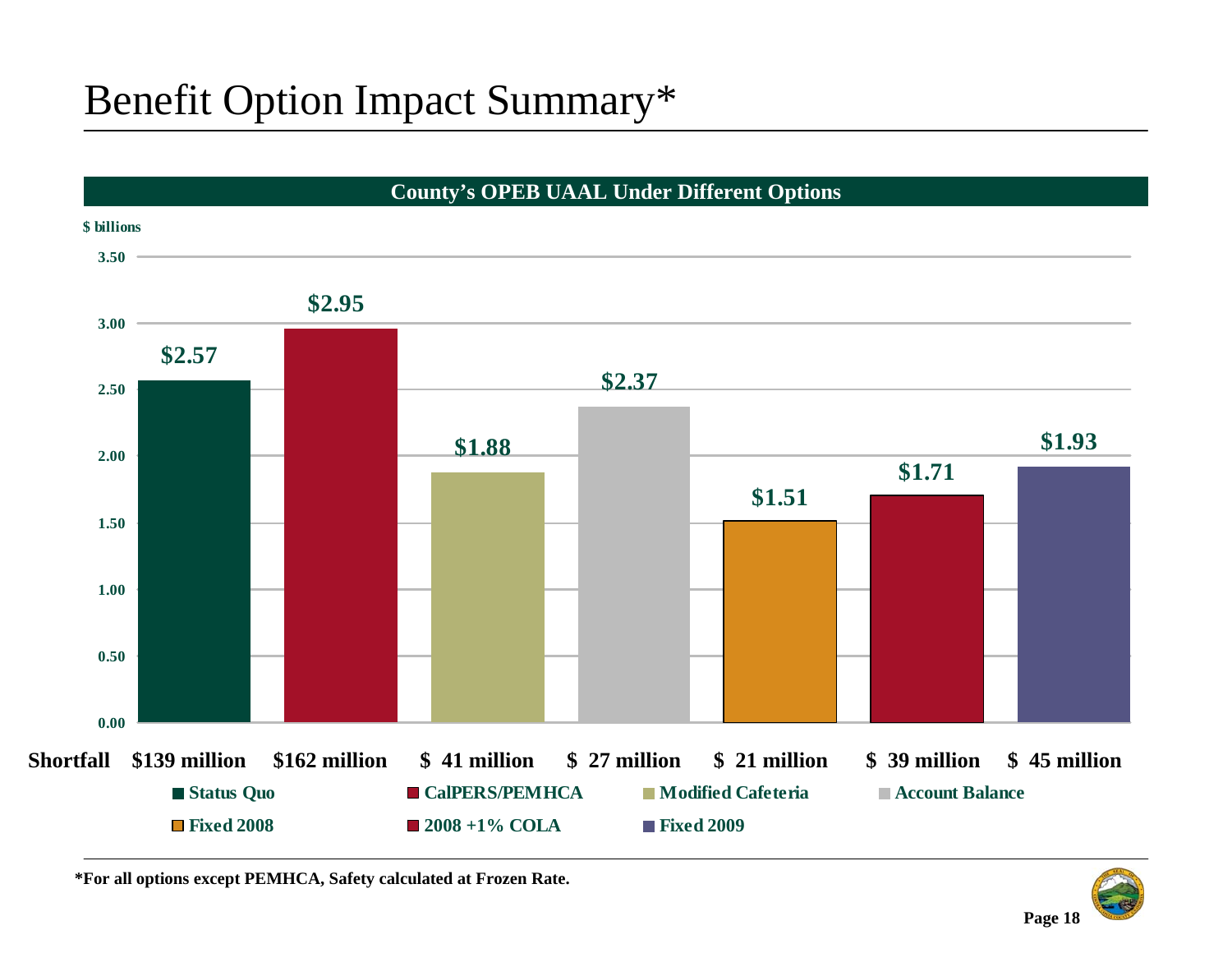# Benefit Option Impact Summary*

**County's OPEB UAAL Under Different Options**

$ billions

| Option | UAAL ($ billions) | Shortfall |
|---|---|---|
| Status Quo | $2.57 | $139 million |
| CalPERS/PEMHCA | $2.95 | $162 million |
| Modified Cafeteria | $1.88 | $ 41 million |
| Account Balance | $2.37 | $ 27 million |
| Fixed 2008 | $1.51 | $ 21 million |
| 2008 +1% COLA | $1.71 | $ 39 million |
| Fixed 2009 | $1.93 | $ 45 million |

**\*For all options except PEMHCA, Safety calculated at Frozen Rate.**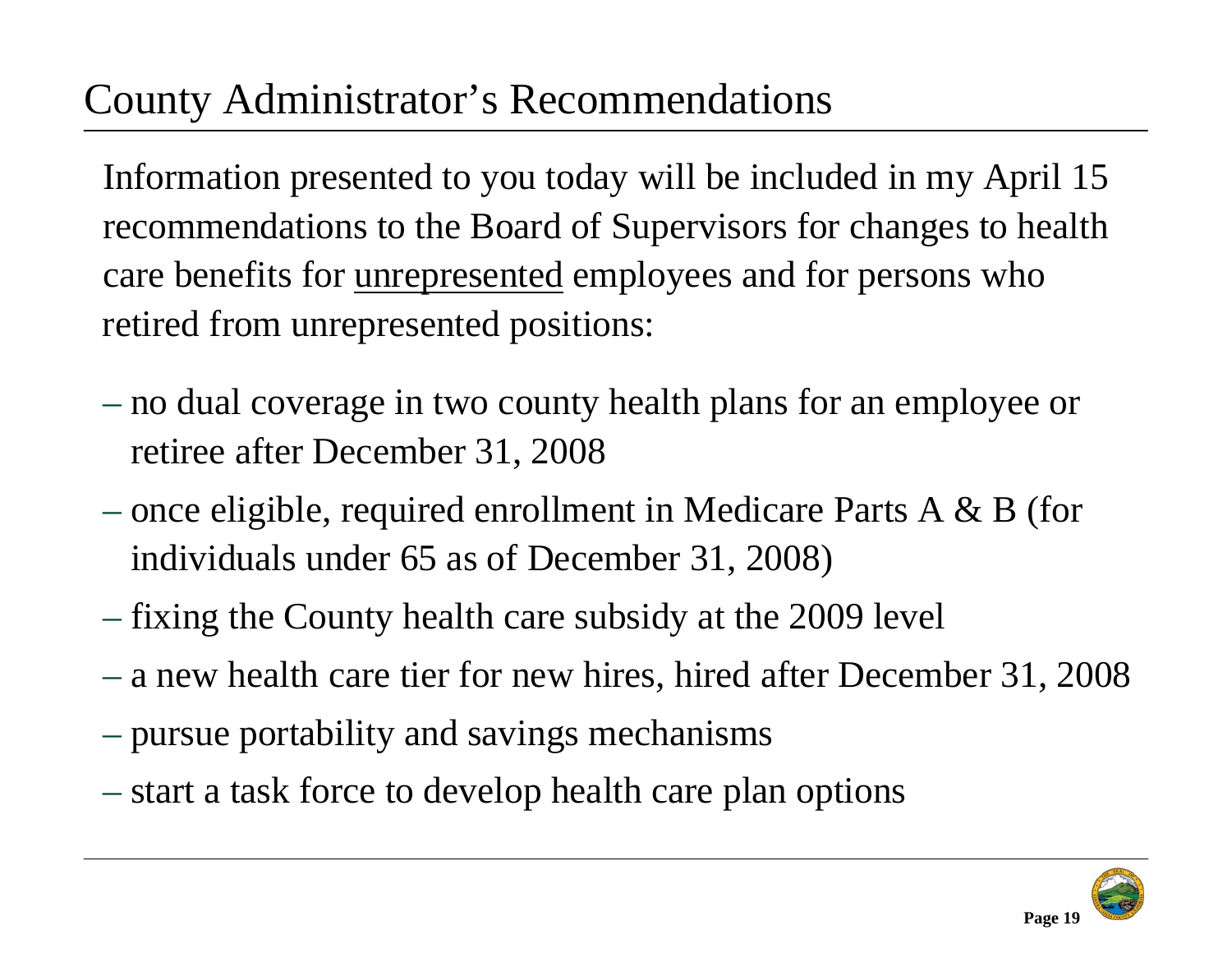# County Administrator's Recommendations

Information presented to you today will be included in my April 15 recommendations to the Board of Supervisors for changes to health care benefits for <u>unrepresented</u> employees and for persons who retired from unrepresented positions:

- no dual coverage in two county health plans for an employee or retiree after December 31, 2008
- once eligible, required enrollment in Medicare Parts A & B (for individuals under 65 as of December 31, 2008)
- fixing the County health care subsidy at the 2009 level
- a new health care tier for new hires, hired after December 31, 2008
- pursue portability and savings mechanisms
- start a task force to develop health care plan options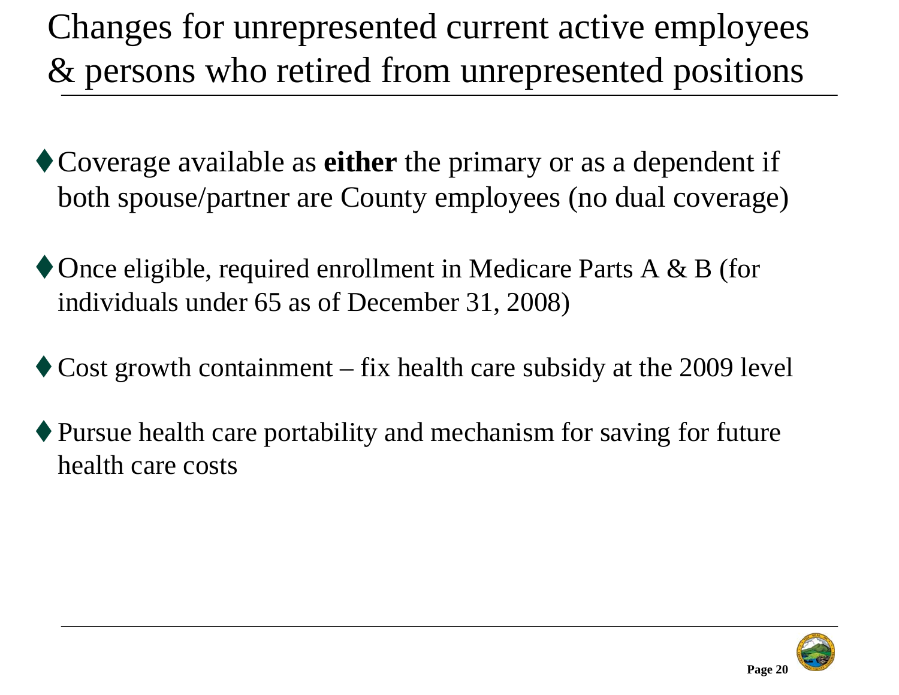# Changes for unrepresented current active employees & persons who retired from unrepresented positions

- Coverage available as **either** the primary or as a dependent if both spouse/partner are County employees (no dual coverage)
- Once eligible, required enrollment in Medicare Parts A & B (for individuals under 65 as of December 31, 2008)
- Cost growth containment – fix health care subsidy at the 2009 level
- Pursue health care portability and mechanism for saving for future health care costs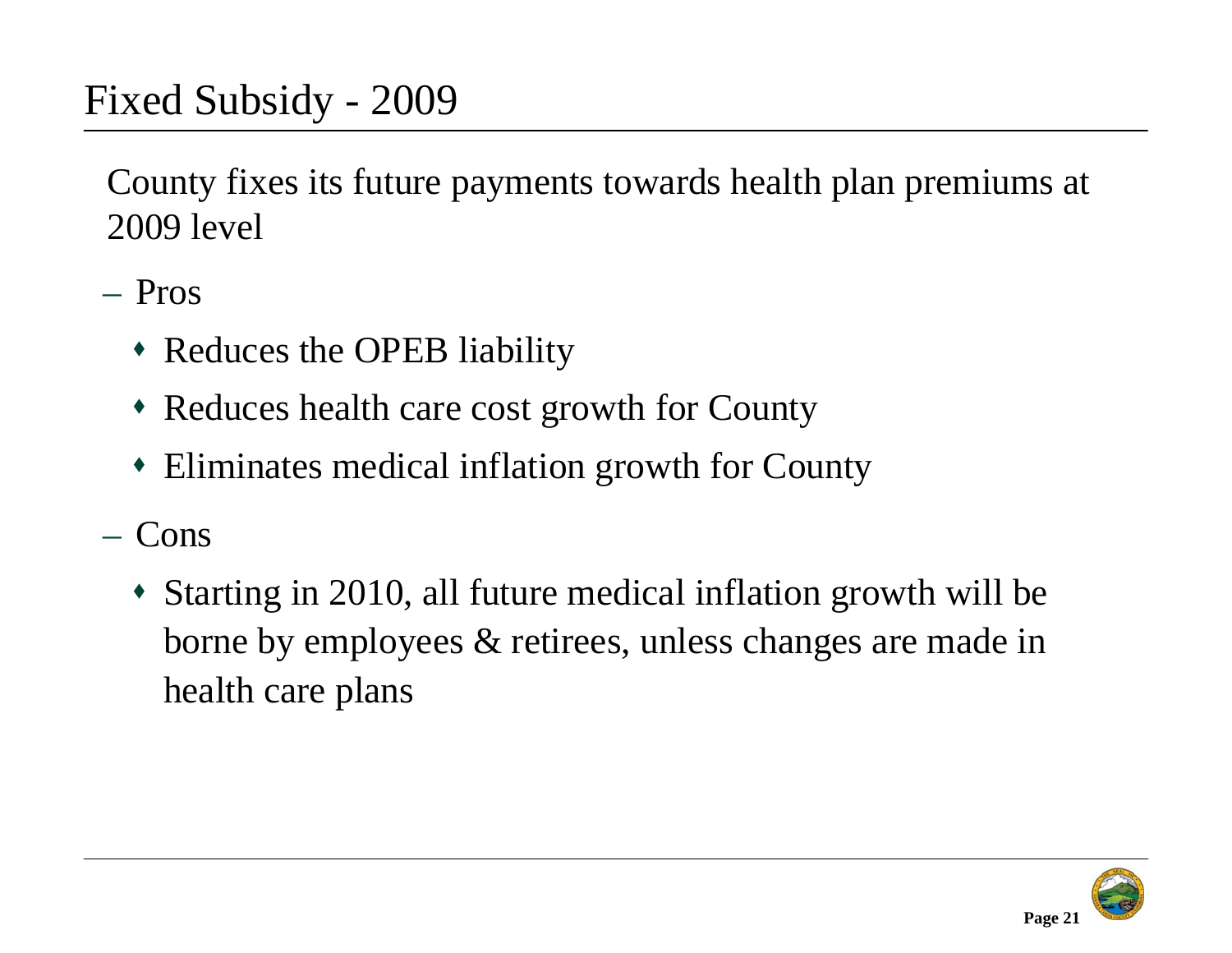# Fixed Subsidy - 2009

County fixes its future payments towards health plan premiums at 2009 level

- Pros
  - Reduces the OPEB liability
  - Reduces health care cost growth for County
  - Eliminates medical inflation growth for County
- Cons
  - Starting in 2010, all future medical inflation growth will be borne by employees & retirees, unless changes are made in health care plans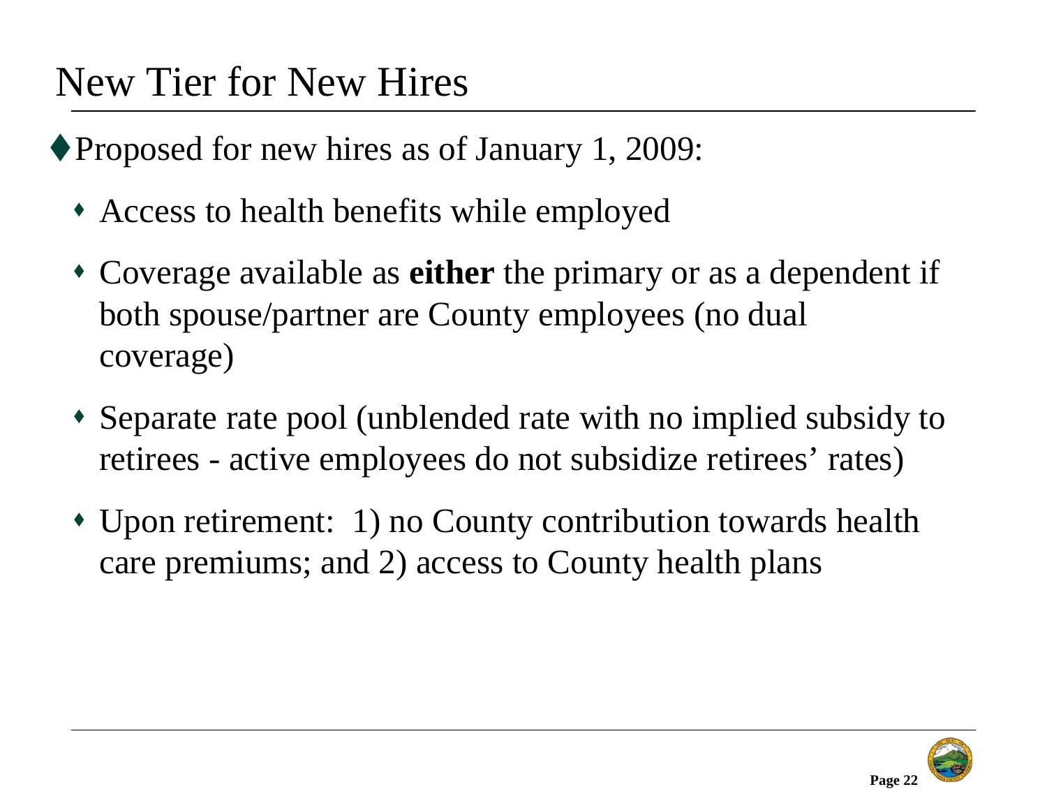# New Tier for New Hires

- Proposed for new hires as of January 1, 2009:
  - Access to health benefits while employed
  - Coverage available as **either** the primary or as a dependent if both spouse/partner are County employees (no dual coverage)
  - Separate rate pool (unblended rate with no implied subsidy to retirees - active employees do not subsidize retirees' rates)
  - Upon retirement: 1) no County contribution towards health care premiums; and 2) access to County health plans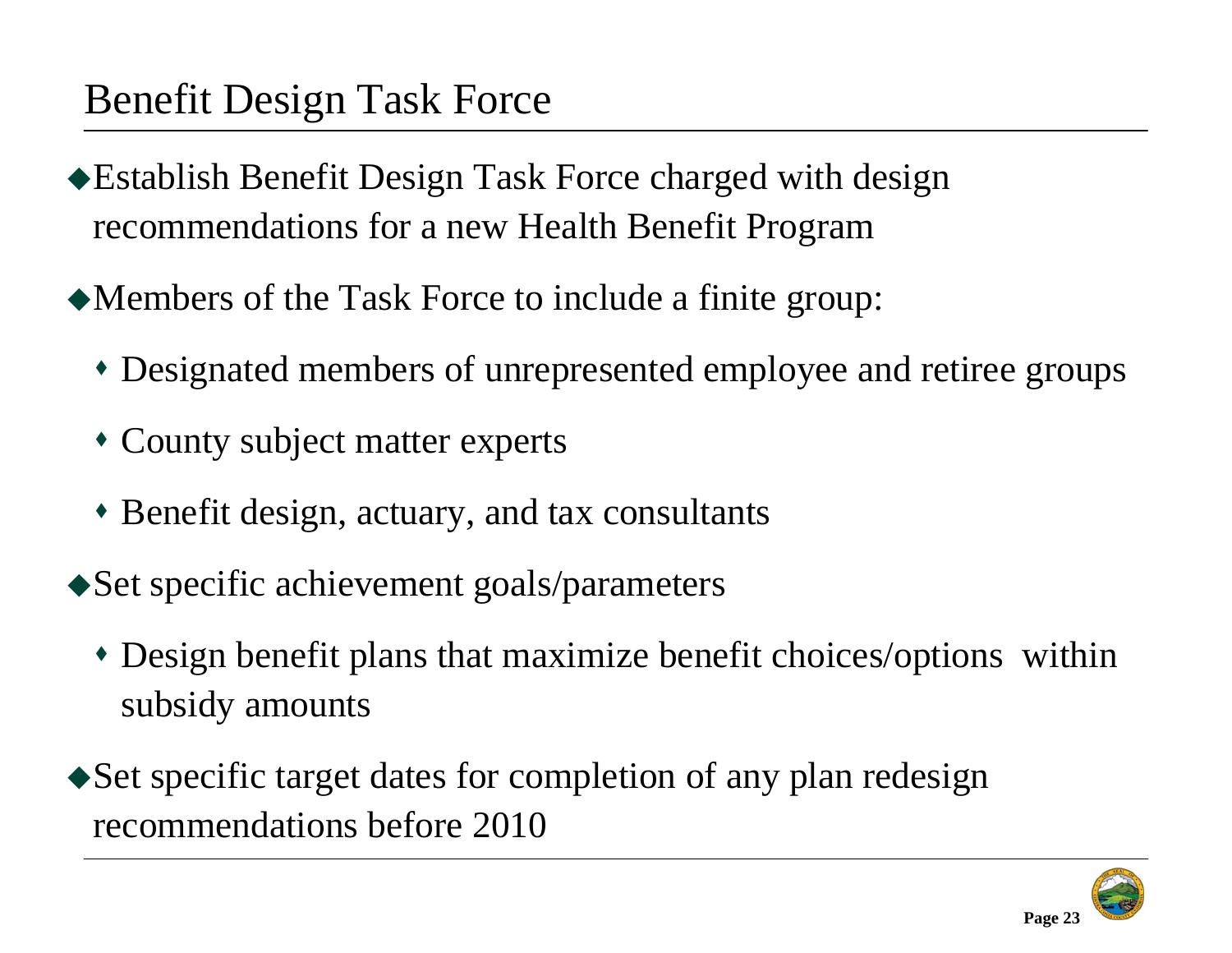# Benefit Design Task Force

- Establish Benefit Design Task Force charged with design recommendations for a new Health Benefit Program
- Members of the Task Force to include a finite group:
  - Designated members of unrepresented employee and retiree groups
  - County subject matter experts
  - Benefit design, actuary, and tax consultants
- Set specific achievement goals/parameters
  - Design benefit plans that maximize benefit choices/options within subsidy amounts
- Set specific target dates for completion of any plan redesign recommendations before 2010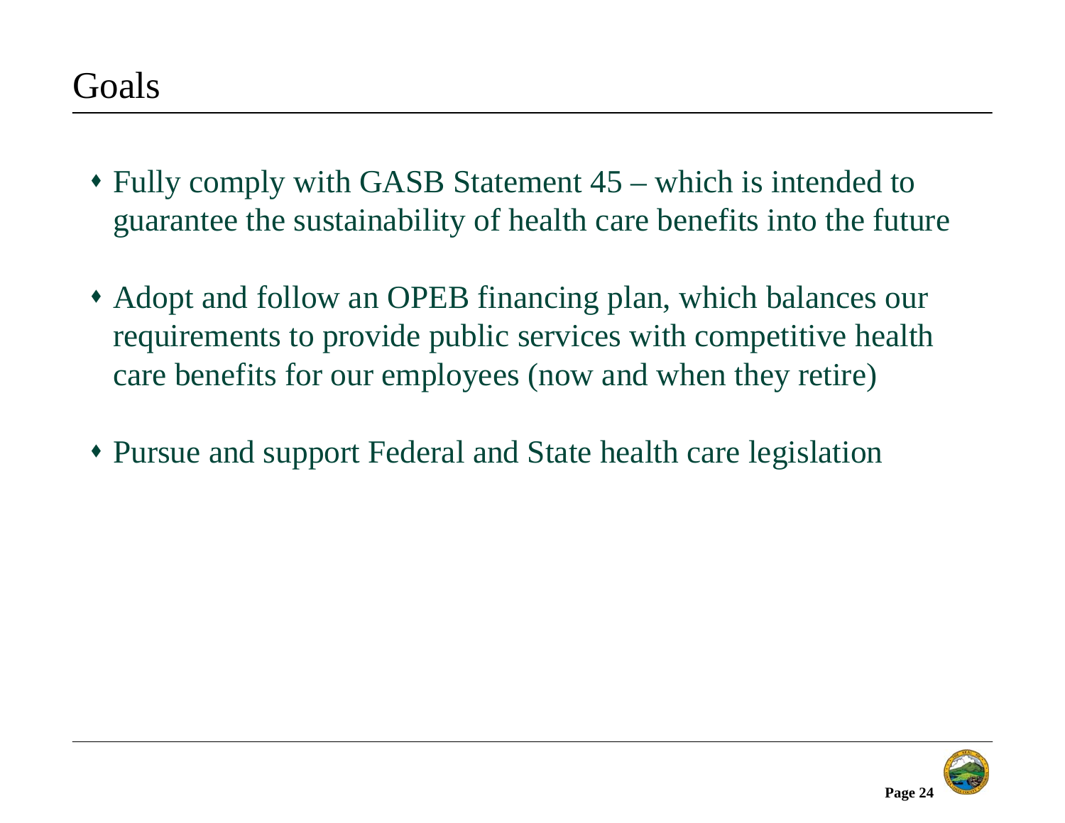# Goals

- Fully comply with GASB Statement 45 – which is intended to guarantee the sustainability of health care benefits into the future
- Adopt and follow an OPEB financing plan, which balances our requirements to provide public services with competitive health care benefits for our employees (now and when they retire)
- Pursue and support Federal and State health care legislation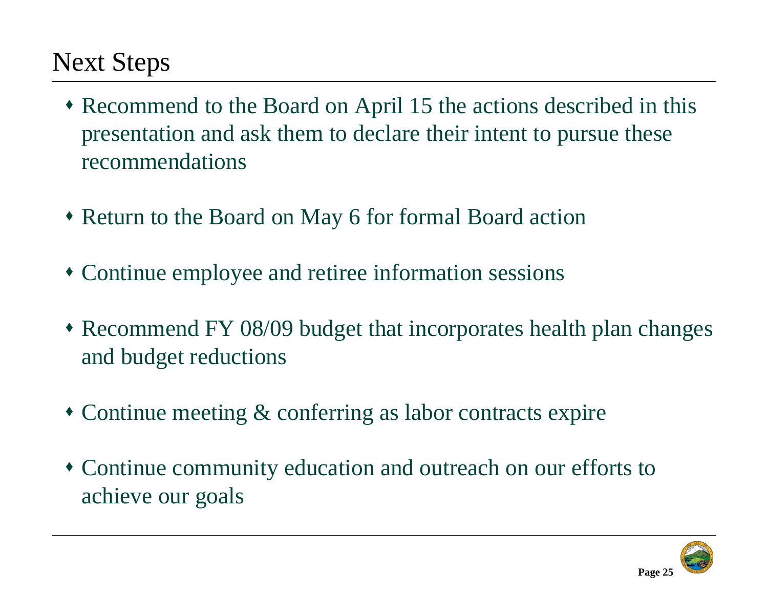# Next Steps

- Recommend to the Board on April 15 the actions described in this presentation and ask them to declare their intent to pursue these recommendations
- Return to the Board on May 6 for formal Board action
- Continue employee and retiree information sessions
- Recommend FY 08/09 budget that incorporates health plan changes and budget reductions
- Continue meeting & conferring as labor contracts expire
- Continue community education and outreach on our efforts to achieve our goals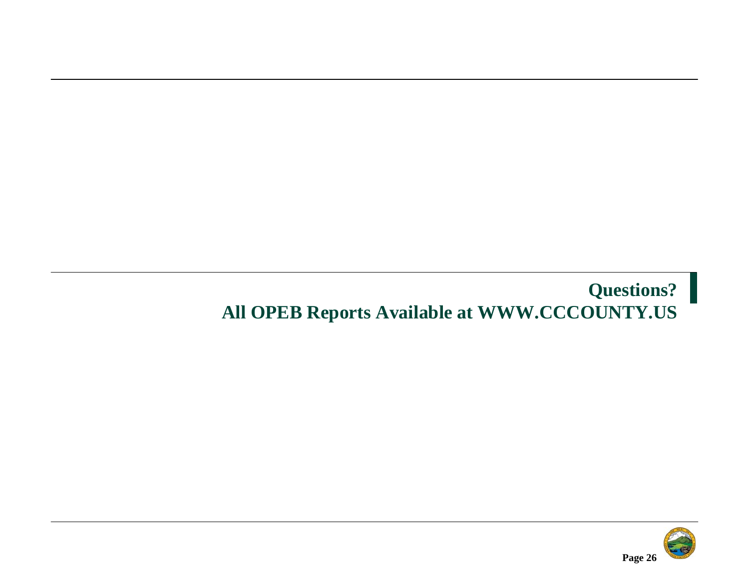## Questions?
## All OPEB Reports Available at WWW.CCCOUNTY.US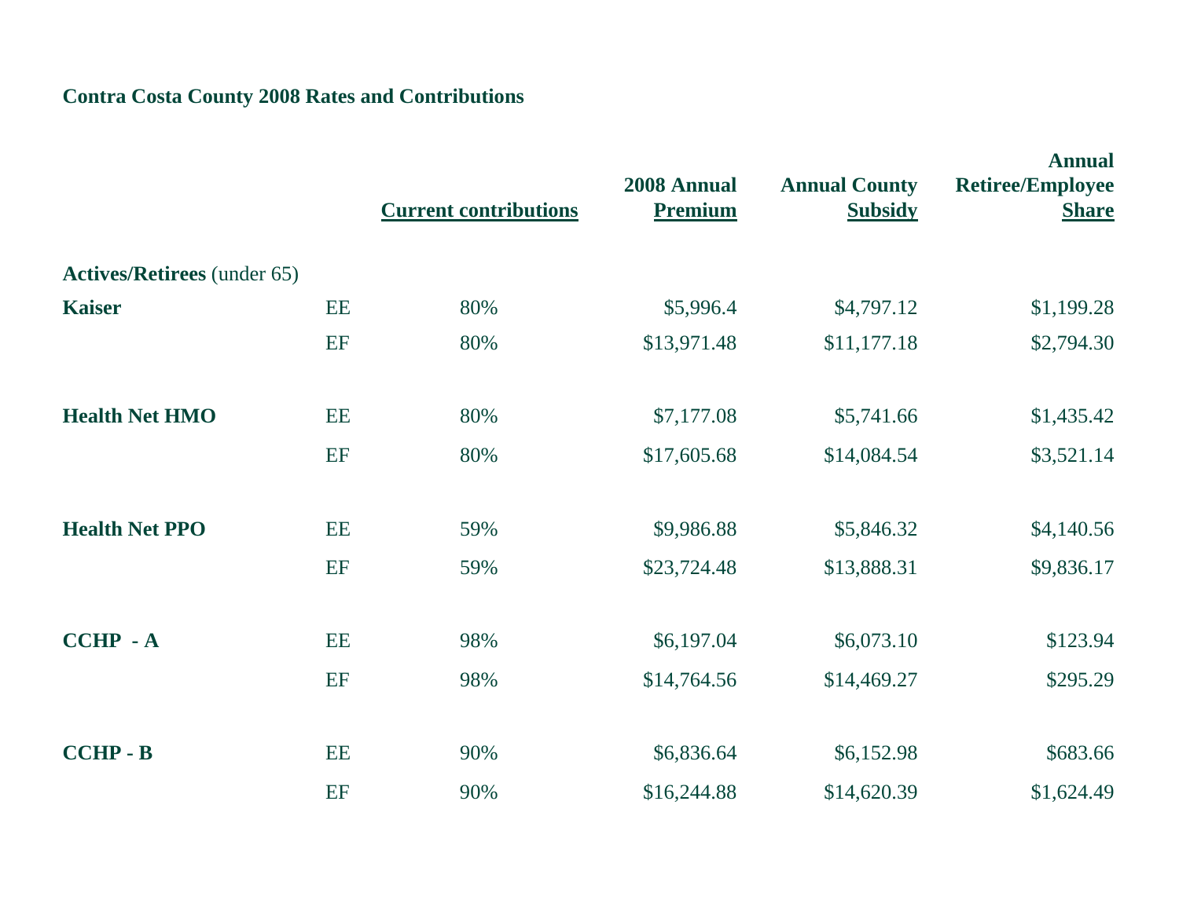**Contra Costa County 2008 Rates and Contributions**

| | | Current contributions | 2008 Annual Premium | Annual County Subsidy | Annual Retiree/Employee Share |
|---|---|---|---|---|---|
| **Actives/Retirees** (under 65) | | | | | |
| **Kaiser** | EE | 80% | $5,996.4 | $4,797.12 | $1,199.28 |
| | EF | 80% | $13,971.48 | $11,177.18 | $2,794.30 |
| **Health Net HMO** | EE | 80% | $7,177.08 | $5,741.66 | $1,435.42 |
| | EF | 80% | $17,605.68 | $14,084.54 | $3,521.14 |
| **Health Net PPO** | EE | 59% | $9,986.88 | $5,846.32 | $4,140.56 |
| | EF | 59% | $23,724.48 | $13,888.31 | $9,836.17 |
| **CCHP - A** | EE | 98% | $6,197.04 | $6,073.10 | $123.94 |
| | EF | 98% | $14,764.56 | $14,469.27 | $295.29 |
| **CCHP - B** | EE | 90% | $6,836.64 | $6,152.98 | $683.66 |
| | EF | 90% | $16,244.88 | $14,620.39 | $1,624.49 |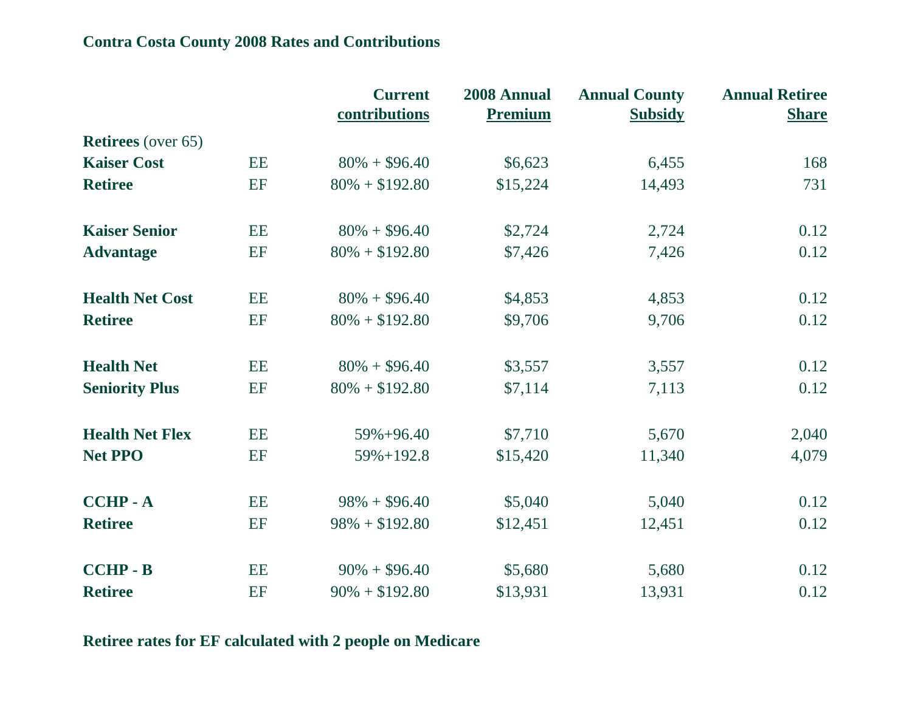**Contra Costa County 2008 Rates and Contributions**

| | | Current contributions | 2008 Annual Premium | Annual County Subsidy | Annual Retiree Share |
|---|---|---|---|---|---|
| **Retirees** (over 65) | | | | | |
| **Kaiser Cost** | EE | 80% + $96.40 | $6,623 | 6,455 | 168 |
| **Retiree** | EF | 80% + $192.80 | $15,224 | 14,493 | 731 |
| | | | | | |
| **Kaiser Senior** | EE | 80% + $96.40 | $2,724 | 2,724 | 0.12 |
| **Advantage** | EF | 80% + $192.80 | $7,426 | 7,426 | 0.12 |
| | | | | | |
| **Health Net Cost** | EE | 80% + $96.40 | $4,853 | 4,853 | 0.12 |
| **Retiree** | EF | 80% + $192.80 | $9,706 | 9,706 | 0.12 |
| | | | | | |
| **Health Net** | EE | 80% + $96.40 | $3,557 | 3,557 | 0.12 |
| **Seniority Plus** | EF | 80% + $192.80 | $7,114 | 7,113 | 0.12 |
| | | | | | |
| **Health Net Flex** | EE | 59%+96.40 | $7,710 | 5,670 | 2,040 |
| **Net PPO** | EF | 59%+192.8 | $15,420 | 11,340 | 4,079 |
| | | | | | |
| **CCHP - A** | EE | 98% + $96.40 | $5,040 | 5,040 | 0.12 |
| **Retiree** | EF | 98% + $192.80 | $12,451 | 12,451 | 0.12 |
| | | | | | |
| **CCHP - B** | EE | 90% + $96.40 | $5,680 | 5,680 | 0.12 |
| **Retiree** | EF | 90% + $192.80 | $13,931 | 13,931 | 0.12 |

**Retiree rates for EF calculated with 2 people on Medicare**